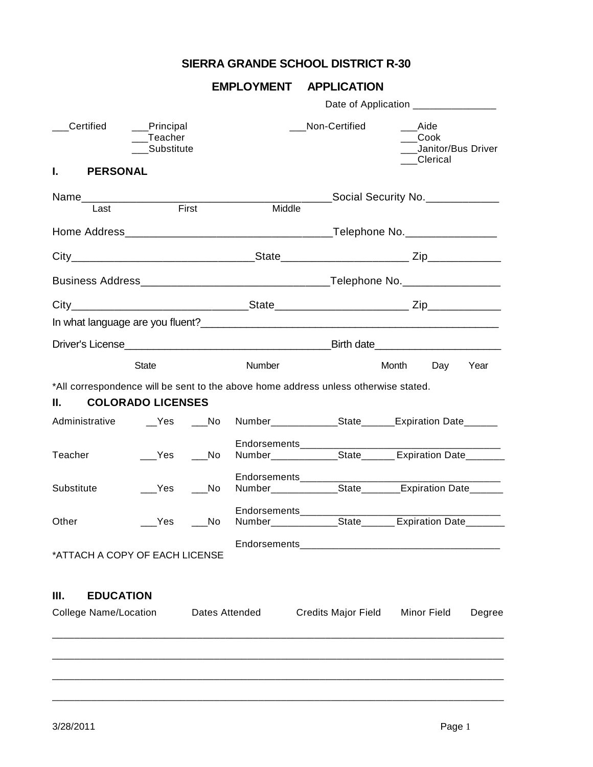# SIERRA GRANDE SCHOOL DISTRICT R-30

## EMPLOYMENT APPLICATION

Date of Application _______________

___Certified ___Principal
___Teacher
___Substitute

___Non-Certified ___Aide
___Cook
___Janitor/Bus Driver
___Clerical

## I. PERSONAL

Name_________________________________________Social Security No.____________
Last First Middle

Home Address_________________________________Telephone No._______________

City______________________________State____________________ Zip____________

Business Address______________________________Telephone No.________________

City______________________________State_____________________ Zip____________

In what language are you fluent?_____________________________________________________

Driver's License__________________________________Birth date_____________________
State Number Month Day Year

*All correspondence will be sent to the above home address unless otherwise stated.

## II. COLORADO LICENSES

Administrative __Yes ___No Number____________State______Expiration Date______
Endorsements___________________________________

Teacher ___Yes ___No Number____________State______ Expiration Date_______
Endorsements___________________________________

Substitute ___Yes ___No Number____________State_______Expiration Date______
Endorsements___________________________________

Other ___Yes ___No Number____________State______ Expiration Date_______
Endorsements___________________________________

*ATTACH A COPY OF EACH LICENSE

## III. EDUCATION

| College Name/Location | Dates Attended | Credits Major Field | Minor Field | Degree |
| --- | --- | --- | --- | --- |
| | | | | |
| | | | | |
| | | | | |
| | | | | |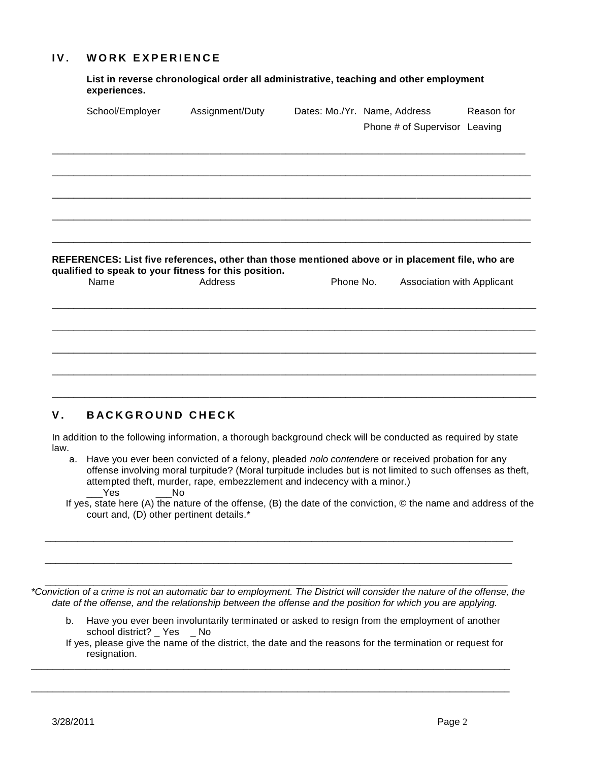## IV. WORK EXPERIENCE

**List in reverse chronological order all administrative, teaching and other employment experiences.**

| School/Employer | Assignment/Duty | Dates: Mo./Yr. | Name, Address Phone # of Supervisor | Reason for Leaving |
|---|---|---|---|---|
| | | | | |
| | | | | |
| | | | | |
| | | | | |
| | | | | |

**REFERENCES: List five references, other than those mentioned above or in placement file, who are qualified to speak to your fitness for this position.**

| Name | Address | Phone No. | Association with Applicant |
|---|---|---|---|
| | | | |
| | | | |
| | | | |
| | | | |
| | | | |

## V. BACKGROUND CHECK

In addition to the following information, a thorough background check will be conducted as required by state law.

a. Have you ever been convicted of a felony, pleaded *nolo contendere* or received probation for any offense involving moral turpitude? (Moral turpitude includes but is not limited to such offenses as theft, attempted theft, murder, rape, embezzlement and indecency with a minor.)
___Yes ___No

If yes, state here (A) the nature of the offense, (B) the date of the conviction, © the name and address of the court and, (D) other pertinent details.*

_____________________________________________________________________________________

_____________________________________________________________________________________

_____________________________________________________________________________________

*\*Conviction of a crime is not an automatic bar to employment. The District will consider the nature of the offense, the date of the offense, and the relationship between the offense and the position for which you are applying.*

b. Have you ever been involuntarily terminated or asked to resign from the employment of another school district? _ Yes _ No

If yes, please give the name of the district, the date and the reasons for the termination or request for resignation.

_____________________________________________________________________________________

_____________________________________________________________________________________

3/28/2011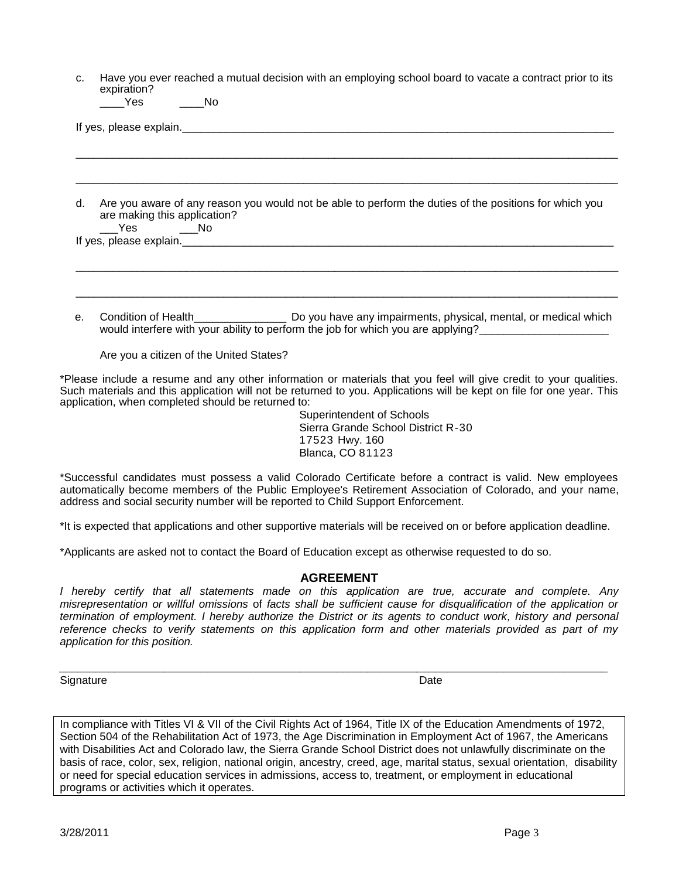c. Have you ever reached a mutual decision with an employing school board to vacate a contract prior to its expiration?

____Yes ____No

If yes, please explain.___________________________________________________________________________

___________________________________________________________________________________________

___________________________________________________________________________________________

d. Are you aware of any reason you would not be able to perform the duties of the positions for which you are making this application?

___Yes ___No

If yes, please explain.___________________________________________________________________________

___________________________________________________________________________________________

___________________________________________________________________________________________

e. Condition of Health_______________ Do you have any impairments, physical, mental, or medical which would interfere with your ability to perform the job for which you are applying?_____________________

Are you a citizen of the United States?

*Please include a resume and any other information or materials that you feel will give credit to your qualities. Such materials and this application will not be returned to you. Applications will be kept on file for one year. This application, when completed should be returned to:

Superintendent of Schools
Sierra Grande School District R-30
17523 Hwy. 160
Blanca, CO 81123

*Successful candidates must possess a valid Colorado Certificate before a contract is valid. New employees automatically become members of the Public Employee's Retirement Association of Colorado, and your name, address and social security number will be reported to Child Support Enforcement.

*It is expected that applications and other supportive materials will be received on or before application deadline.

*Applicants are asked not to contact the Board of Education except as otherwise requested to do so.

## AGREEMENT

*I hereby certify that all statements made on this application are true, accurate and complete. Any misrepresentation or willful omissions of facts shall be sufficient cause for disqualification of the application or termination of employment. I hereby authorize the District or its agents to conduct work, history and personal reference checks to verify statements on this application form and other materials provided as part of my application for this position.*

___________________________________________________________________________________________

Signature Date

In compliance with Titles VI & VII of the Civil Rights Act of 1964, Title IX of the Education Amendments of 1972, Section 504 of the Rehabilitation Act of 1973, the Age Discrimination in Employment Act of 1967, the Americans with Disabilities Act and Colorado law, the Sierra Grande School District does not unlawfully discriminate on the basis of race, color, sex, religion, national origin, ancestry, creed, age, marital status, sexual orientation, disability or need for special education services in admissions, access to, treatment, or employment in educational programs or activities which it operates.

3/28/2011